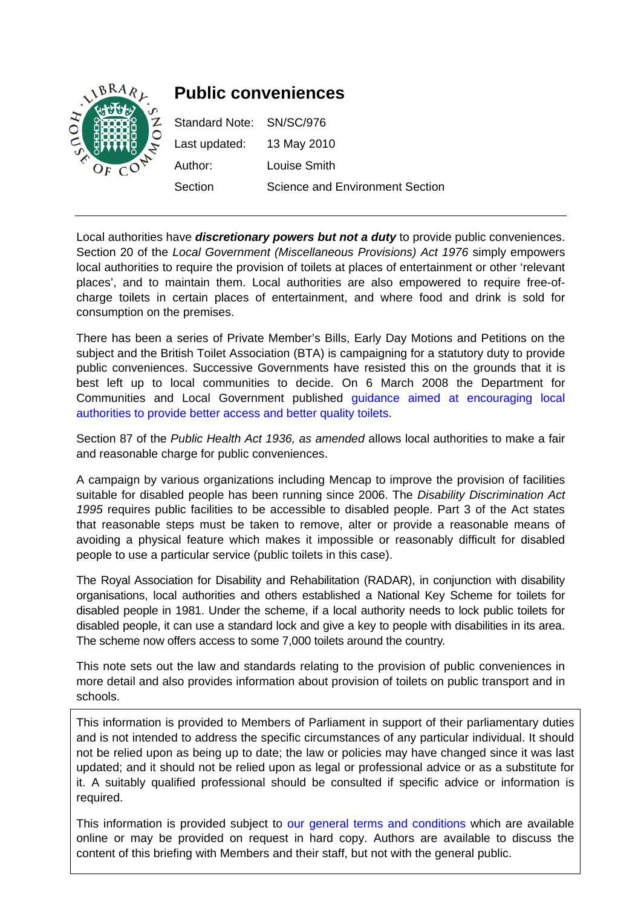# Public conveniences

Standard Note: SN/SC/976

Last updated: 13 May 2010

Author: Louise Smith

Section Science and Environment Section

---

Local authorities have ***discretionary powers but not a duty*** to provide public conveniences. Section 20 of the *Local Government (Miscellaneous Provisions) Act 1976* simply empowers local authorities to require the provision of toilets at places of entertainment or other 'relevant places', and to maintain them. Local authorities are also empowered to require free-of-charge toilets in certain places of entertainment, and where food and drink is sold for consumption on the premises.

There has been a series of Private Member's Bills, Early Day Motions and Petitions on the subject and the British Toilet Association (BTA) is campaigning for a statutory duty to provide public conveniences. Successive Governments have resisted this on the grounds that it is best left up to local communities to decide. On 6 March 2008 the Department for Communities and Local Government published guidance aimed at encouraging local authorities to provide better access and better quality toilets.

Section 87 of the *Public Health Act 1936, as amended* allows local authorities to make a fair and reasonable charge for public conveniences.

A campaign by various organizations including Mencap to improve the provision of facilities suitable for disabled people has been running since 2006. The *Disability Discrimination Act 1995* requires public facilities to be accessible to disabled people. Part 3 of the Act states that reasonable steps must be taken to remove, alter or provide a reasonable means of avoiding a physical feature which makes it impossible or reasonably difficult for disabled people to use a particular service (public toilets in this case).

The Royal Association for Disability and Rehabilitation (RADAR), in conjunction with disability organisations, local authorities and others established a National Key Scheme for toilets for disabled people in 1981. Under the scheme, if a local authority needs to lock public toilets for disabled people, it can use a standard lock and give a key to people with disabilities in its area. The scheme now offers access to some 7,000 toilets around the country.

This note sets out the law and standards relating to the provision of public conveniences in more detail and also provides information about provision of toilets on public transport and in schools.

This information is provided to Members of Parliament in support of their parliamentary duties and is not intended to address the specific circumstances of any particular individual. It should not be relied upon as being up to date; the law or policies may have changed since it was last updated; and it should not be relied upon as legal or professional advice or as a substitute for it. A suitably qualified professional should be consulted if specific advice or information is required.

This information is provided subject to our general terms and conditions which are available online or may be provided on request in hard copy. Authors are available to discuss the content of this briefing with Members and their staff, but not with the general public.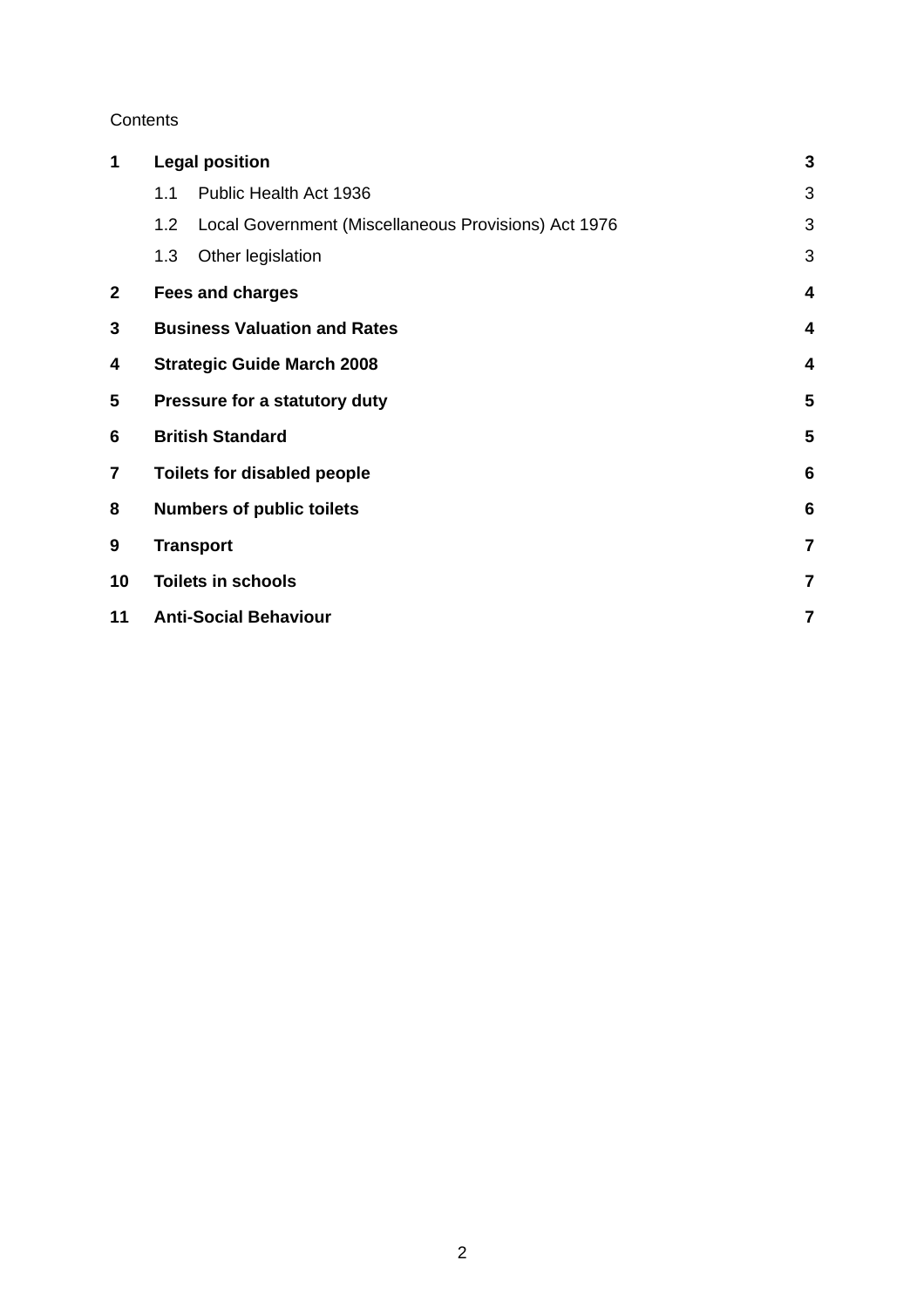Contents

| | | |
|---|---|---|
| **1** | **Legal position** | **3** |
| | 1.1 Public Health Act 1936 | 3 |
| | 1.2 Local Government (Miscellaneous Provisions) Act 1976 | 3 |
| | 1.3 Other legislation | 3 |
| **2** | **Fees and charges** | **4** |
| **3** | **Business Valuation and Rates** | **4** |
| **4** | **Strategic Guide March 2008** | **4** |
| **5** | **Pressure for a statutory duty** | **5** |
| **6** | **British Standard** | **5** |
| **7** | **Toilets for disabled people** | **6** |
| **8** | **Numbers of public toilets** | **6** |
| **9** | **Transport** | **7** |
| **10** | **Toilets in schools** | **7** |
| **11** | **Anti-Social Behaviour** | **7** |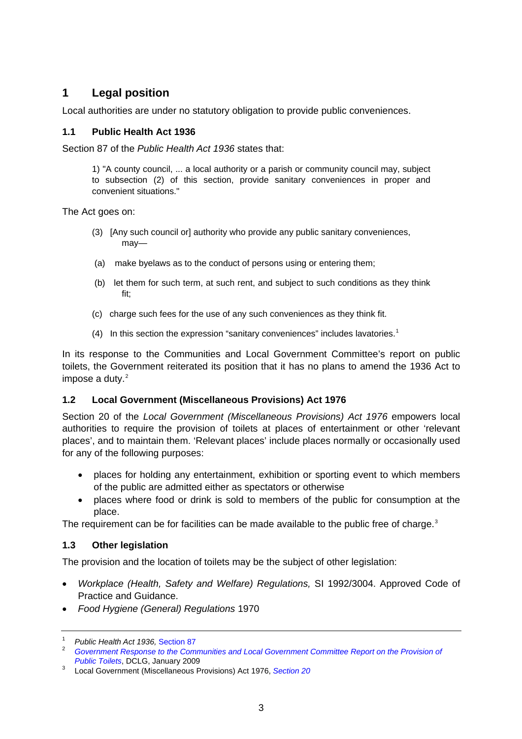# 1 Legal position

Local authorities are under no statutory obligation to provide public conveniences.

## 1.1 Public Health Act 1936

Section 87 of the *Public Health Act 1936* states that:

> 1) "A county council, ... a local authority or a parish or community council may, subject to subsection (2) of this section, provide sanitary conveniences in proper and convenient situations."

The Act goes on:

> (3) [Any such council or] authority who provide any public sanitary conveniences, may—
>
> (a) make byelaws as to the conduct of persons using or entering them;
>
> (b) let them for such term, at such rent, and subject to such conditions as they think fit;
>
> (c) charge such fees for the use of any such conveniences as they think fit.
>
> (4) In this section the expression "sanitary conveniences" includes lavatories.[1]

In its response to the Communities and Local Government Committee's report on public toilets, the Government reiterated its position that it has no plans to amend the 1936 Act to impose a duty.[2]

## 1.2 Local Government (Miscellaneous Provisions) Act 1976

Section 20 of the *Local Government (Miscellaneous Provisions) Act 1976* empowers local authorities to require the provision of toilets at places of entertainment or other 'relevant places', and to maintain them. 'Relevant places' include places normally or occasionally used for any of the following purposes:

- places for holding any entertainment, exhibition or sporting event to which members of the public are admitted either as spectators or otherwise
- places where food or drink is sold to members of the public for consumption at the place.

The requirement can be for facilities can be made available to the public free of charge.[3]

## 1.3 Other legislation

The provision and the location of toilets may be the subject of other legislation:

- *Workplace (Health, Safety and Welfare) Regulations,* SI 1992/3004. Approved Code of Practice and Guidance.
- *Food Hygiene (General) Regulations* 1970

---

1. *Public Health Act 1936,* Section 87
2. *Government Response to the Communities and Local Government Committee Report on the Provision of Public Toilets*, DCLG, January 2009
3. Local Government (Miscellaneous Provisions) Act 1976, *Section 20*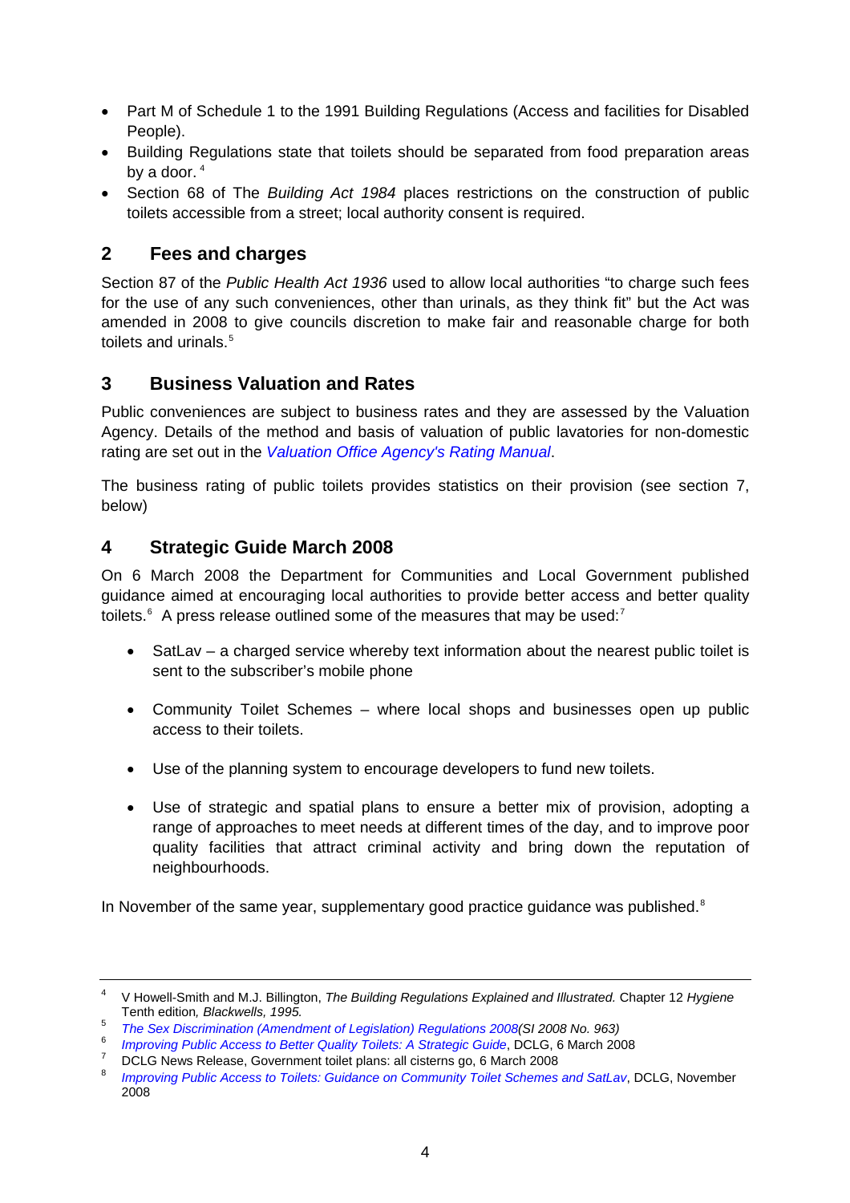- Part M of Schedule 1 to the 1991 Building Regulations (Access and facilities for Disabled People).
- Building Regulations state that toilets should be separated from food preparation areas by a door. [4]
- Section 68 of The *Building Act 1984* places restrictions on the construction of public toilets accessible from a street; local authority consent is required.

## 2 Fees and charges

Section 87 of the *Public Health Act 1936* used to allow local authorities "to charge such fees for the use of any such conveniences, other than urinals, as they think fit" but the Act was amended in 2008 to give councils discretion to make fair and reasonable charge for both toilets and urinals.[5]

## 3 Business Valuation and Rates

Public conveniences are subject to business rates and they are assessed by the Valuation Agency. Details of the method and basis of valuation of public lavatories for non-domestic rating are set out in the *Valuation Office Agency's Rating Manual*.

The business rating of public toilets provides statistics on their provision (see section 7, below)

## 4 Strategic Guide March 2008

On 6 March 2008 the Department for Communities and Local Government published guidance aimed at encouraging local authorities to provide better access and better quality toilets.[6] A press release outlined some of the measures that may be used:[7]

- SatLav – a charged service whereby text information about the nearest public toilet is sent to the subscriber's mobile phone
- Community Toilet Schemes – where local shops and businesses open up public access to their toilets.
- Use of the planning system to encourage developers to fund new toilets.
- Use of strategic and spatial plans to ensure a better mix of provision, adopting a range of approaches to meet needs at different times of the day, and to improve poor quality facilities that attract criminal activity and bring down the reputation of neighbourhoods.

In November of the same year, supplementary good practice guidance was published.[8]

---

[4] V Howell-Smith and M.J. Billington, *The Building Regulations Explained and Illustrated.* Chapter 12 *Hygiene* Tenth edition*, Blackwells, 1995.*

[5] *The Sex Discrimination (Amendment of Legislation) Regulations 2008(SI 2008 No. 963)*

[6] *Improving Public Access to Better Quality Toilets: A Strategic Guide*, DCLG, 6 March 2008

[7] DCLG News Release, Government toilet plans: all cisterns go, 6 March 2008

[8] *Improving Public Access to Toilets: Guidance on Community Toilet Schemes and SatLav*, DCLG, November 2008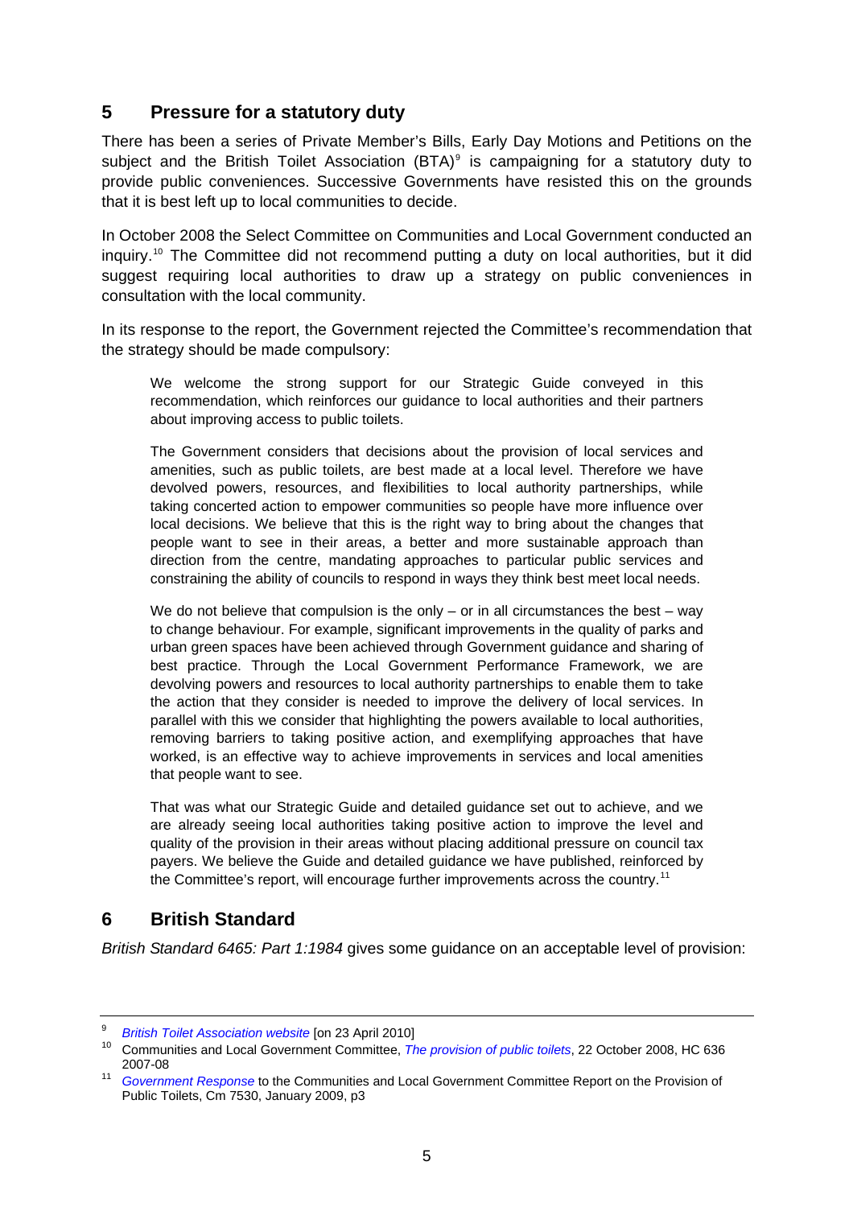## 5 Pressure for a statutory duty

There has been a series of Private Member's Bills, Early Day Motions and Petitions on the subject and the British Toilet Association (BTA)[9] is campaigning for a statutory duty to provide public conveniences. Successive Governments have resisted this on the grounds that it is best left up to local communities to decide.

In October 2008 the Select Committee on Communities and Local Government conducted an inquiry.[10] The Committee did not recommend putting a duty on local authorities, but it did suggest requiring local authorities to draw up a strategy on public conveniences in consultation with the local community.

In its response to the report, the Government rejected the Committee's recommendation that the strategy should be made compulsory:

> We welcome the strong support for our Strategic Guide conveyed in this recommendation, which reinforces our guidance to local authorities and their partners about improving access to public toilets.
>
> The Government considers that decisions about the provision of local services and amenities, such as public toilets, are best made at a local level. Therefore we have devolved powers, resources, and flexibilities to local authority partnerships, while taking concerted action to empower communities so people have more influence over local decisions. We believe that this is the right way to bring about the changes that people want to see in their areas, a better and more sustainable approach than direction from the centre, mandating approaches to particular public services and constraining the ability of councils to respond in ways they think best meet local needs.
>
> We do not believe that compulsion is the only – or in all circumstances the best – way to change behaviour. For example, significant improvements in the quality of parks and urban green spaces have been achieved through Government guidance and sharing of best practice. Through the Local Government Performance Framework, we are devolving powers and resources to local authority partnerships to enable them to take the action that they consider is needed to improve the delivery of local services. In parallel with this we consider that highlighting the powers available to local authorities, removing barriers to taking positive action, and exemplifying approaches that have worked, is an effective way to achieve improvements in services and local amenities that people want to see.
>
> That was what our Strategic Guide and detailed guidance set out to achieve, and we are already seeing local authorities taking positive action to improve the level and quality of the provision in their areas without placing additional pressure on council tax payers. We believe the Guide and detailed guidance we have published, reinforced by the Committee's report, will encourage further improvements across the country.[11]

## 6 British Standard

*British Standard 6465: Part 1:1984* gives some guidance on an acceptable level of provision:

---

[9] *British Toilet Association website* [on 23 April 2010]

[10] Communities and Local Government Committee, *The provision of public toilets*, 22 October 2008, HC 636 2007-08

[11] *Government Response* to the Communities and Local Government Committee Report on the Provision of Public Toilets, Cm 7530, January 2009, p3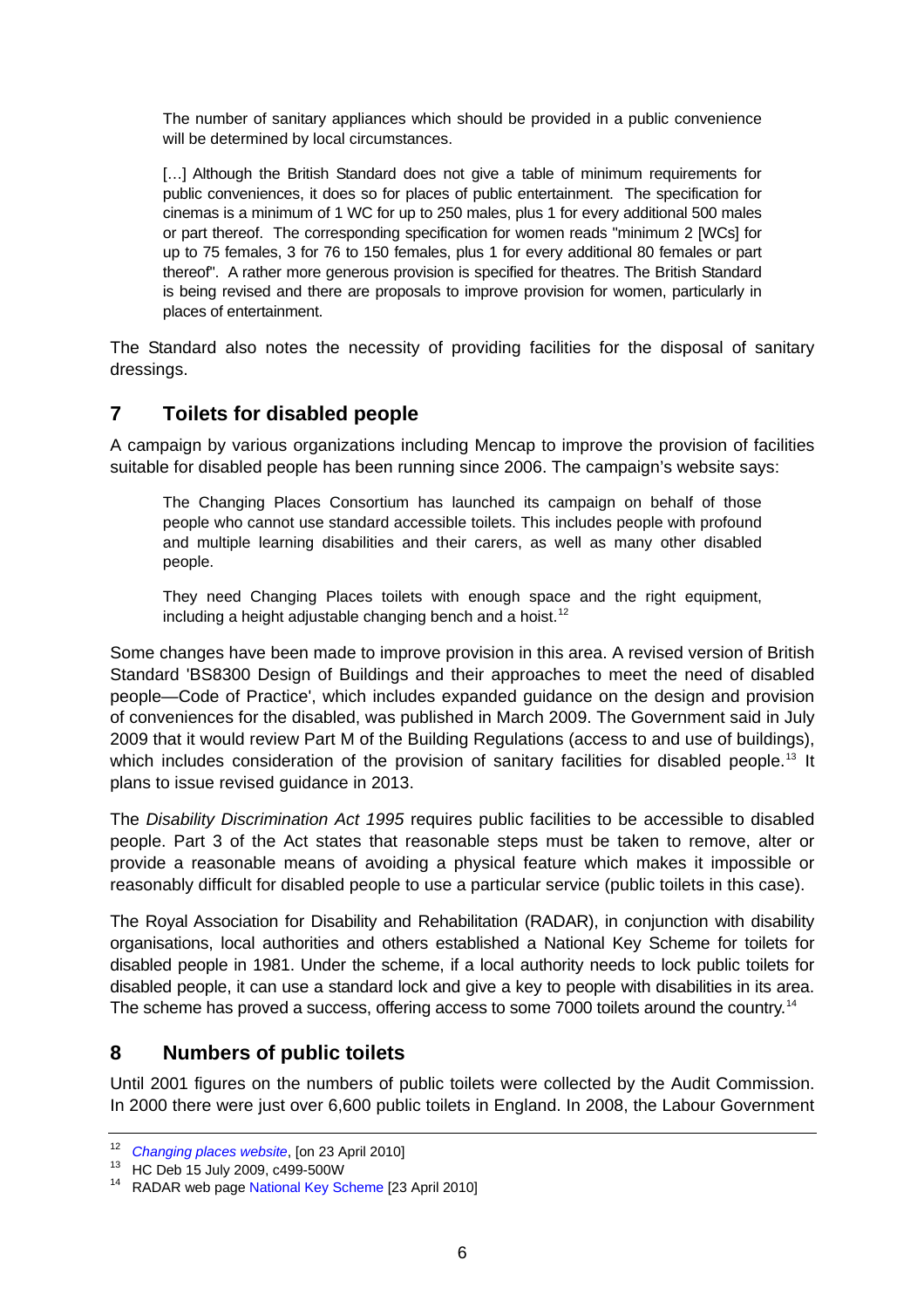> The number of sanitary appliances which should be provided in a public convenience will be determined by local circumstances.
>
> […] Although the British Standard does not give a table of minimum requirements for public conveniences, it does so for places of public entertainment. The specification for cinemas is a minimum of 1 WC for up to 250 males, plus 1 for every additional 500 males or part thereof. The corresponding specification for women reads "minimum 2 [WCs] for up to 75 females, 3 for 76 to 150 females, plus 1 for every additional 80 females or part thereof". A rather more generous provision is specified for theatres. The British Standard is being revised and there are proposals to improve provision for women, particularly in places of entertainment.

The Standard also notes the necessity of providing facilities for the disposal of sanitary dressings.

## 7 Toilets for disabled people

A campaign by various organizations including Mencap to improve the provision of facilities suitable for disabled people has been running since 2006. The campaign's website says:

> The Changing Places Consortium has launched its campaign on behalf of those people who cannot use standard accessible toilets. This includes people with profound and multiple learning disabilities and their carers, as well as many other disabled people.
>
> They need Changing Places toilets with enough space and the right equipment, including a height adjustable changing bench and a hoist.[12]

Some changes have been made to improve provision in this area. A revised version of British Standard 'BS8300 Design of Buildings and their approaches to meet the need of disabled people—Code of Practice', which includes expanded guidance on the design and provision of conveniences for the disabled, was published in March 2009. The Government said in July 2009 that it would review Part M of the Building Regulations (access to and use of buildings), which includes consideration of the provision of sanitary facilities for disabled people.[13] It plans to issue revised guidance in 2013.

The *Disability Discrimination Act 1995* requires public facilities to be accessible to disabled people. Part 3 of the Act states that reasonable steps must be taken to remove, alter or provide a reasonable means of avoiding a physical feature which makes it impossible or reasonably difficult for disabled people to use a particular service (public toilets in this case).

The Royal Association for Disability and Rehabilitation (RADAR), in conjunction with disability organisations, local authorities and others established a National Key Scheme for toilets for disabled people in 1981. Under the scheme, if a local authority needs to lock public toilets for disabled people, it can use a standard lock and give a key to people with disabilities in its area. The scheme has proved a success, offering access to some 7000 toilets around the country.[14]

## 8 Numbers of public toilets

Until 2001 figures on the numbers of public toilets were collected by the Audit Commission. In 2000 there were just over 6,600 public toilets in England. In 2008, the Labour Government

---

[12] *Changing places website*, [on 23 April 2010]

[13] HC Deb 15 July 2009, c499-500W

[14] RADAR web page National Key Scheme [23 April 2010]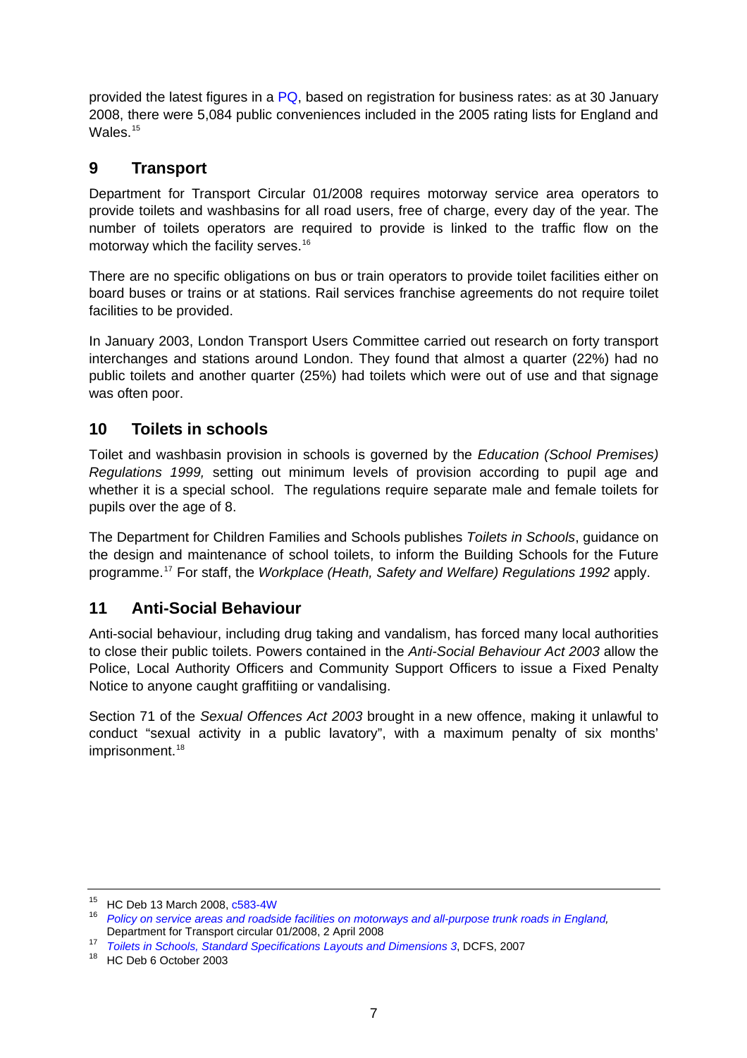provided the latest figures in a PQ, based on registration for business rates: as at 30 January 2008, there were 5,084 public conveniences included in the 2005 rating lists for England and Wales.[15]

## 9 Transport

Department for Transport Circular 01/2008 requires motorway service area operators to provide toilets and washbasins for all road users, free of charge, every day of the year. The number of toilets operators are required to provide is linked to the traffic flow on the motorway which the facility serves.[16]

There are no specific obligations on bus or train operators to provide toilet facilities either on board buses or trains or at stations. Rail services franchise agreements do not require toilet facilities to be provided.

In January 2003, London Transport Users Committee carried out research on forty transport interchanges and stations around London. They found that almost a quarter (22%) had no public toilets and another quarter (25%) had toilets which were out of use and that signage was often poor.

## 10 Toilets in schools

Toilet and washbasin provision in schools is governed by the *Education (School Premises) Regulations 1999,* setting out minimum levels of provision according to pupil age and whether it is a special school. The regulations require separate male and female toilets for pupils over the age of 8.

The Department for Children Families and Schools publishes *Toilets in Schools*, guidance on the design and maintenance of school toilets, to inform the Building Schools for the Future programme.[17] For staff, the *Workplace (Heath, Safety and Welfare) Regulations 1992* apply.

## 11 Anti-Social Behaviour

Anti-social behaviour, including drug taking and vandalism, has forced many local authorities to close their public toilets. Powers contained in the *Anti-Social Behaviour Act 2003* allow the Police, Local Authority Officers and Community Support Officers to issue a Fixed Penalty Notice to anyone caught graffitiing or vandalising.

Section 71 of the *Sexual Offences Act 2003* brought in a new offence, making it unlawful to conduct "sexual activity in a public lavatory", with a maximum penalty of six months' imprisonment.[18]

---

[15] HC Deb 13 March 2008, c583-4W

[16] *Policy on service areas and roadside facilities on motorways and all-purpose trunk roads in England,* Department for Transport circular 01/2008, 2 April 2008

[17] *Toilets in Schools, Standard Specifications Layouts and Dimensions 3*, DCFS, 2007

[18] HC Deb 6 October 2003